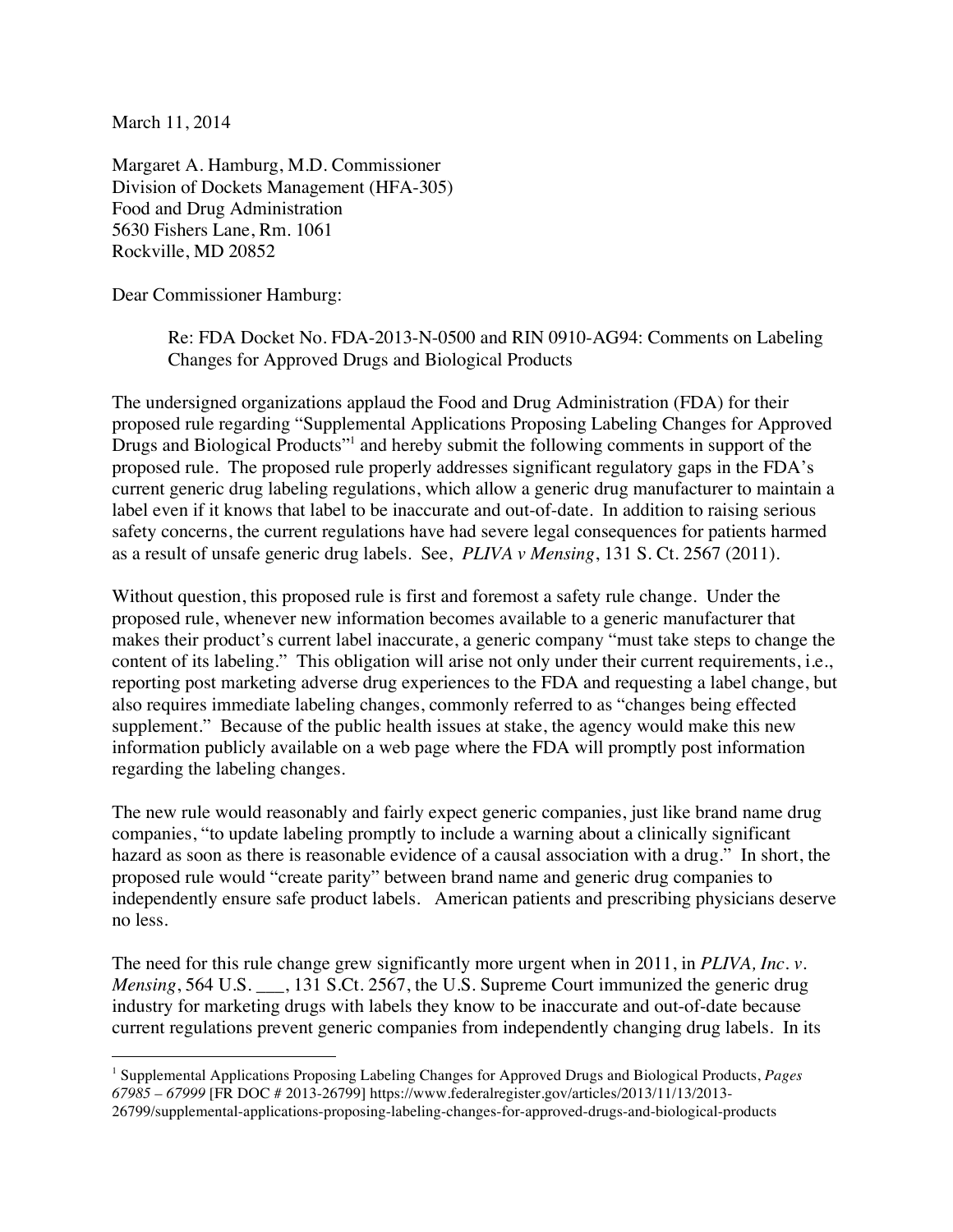March 11, 2014

Margaret A. Hamburg, M.D. Commissioner  
Division of Dockets Management (HFA-305)  
Food and Drug Administration  
5630 Fishers Lane, Rm. 1061  
Rockville, MD 20852

Dear Commissioner Hamburg:

Re: FDA Docket No. FDA-2013-N-0500 and RIN 0910-AG94: Comments on Labeling Changes for Approved Drugs and Biological Products

The undersigned organizations applaud the Food and Drug Administration (FDA) for their proposed rule regarding "Supplemental Applications Proposing Labeling Changes for Approved Drugs and Biological Products"[1] and hereby submit the following comments in support of the proposed rule. The proposed rule properly addresses significant regulatory gaps in the FDA's current generic drug labeling regulations, which allow a generic drug manufacturer to maintain a label even if it knows that label to be inaccurate and out-of-date. In addition to raising serious safety concerns, the current regulations have had severe legal consequences for patients harmed as a result of unsafe generic drug labels. See, *PLIVA v Mensing*, 131 S. Ct. 2567 (2011).

Without question, this proposed rule is first and foremost a safety rule change. Under the proposed rule, whenever new information becomes available to a generic manufacturer that makes their product's current label inaccurate, a generic company "must take steps to change the content of its labeling." This obligation will arise not only under their current requirements, i.e., reporting post marketing adverse drug experiences to the FDA and requesting a label change, but also requires immediate labeling changes, commonly referred to as "changes being effected supplement." Because of the public health issues at stake, the agency would make this new information publicly available on a web page where the FDA will promptly post information regarding the labeling changes.

The new rule would reasonably and fairly expect generic companies, just like brand name drug companies, "to update labeling promptly to include a warning about a clinically significant hazard as soon as there is reasonable evidence of a causal association with a drug." In short, the proposed rule would "create parity" between brand name and generic drug companies to independently ensure safe product labels. American patients and prescribing physicians deserve no less.

The need for this rule change grew significantly more urgent when in 2011, in *PLIVA, Inc. v. Mensing*, 564 U.S. ___, 131 S.Ct. 2567, the U.S. Supreme Court immunized the generic drug industry for marketing drugs with labels they know to be inaccurate and out-of-date because current regulations prevent generic companies from independently changing drug labels. In its

[1] Supplemental Applications Proposing Labeling Changes for Approved Drugs and Biological Products, *Pages 67985 – 67999* [FR DOC # 2013-26799] https://www.federalregister.gov/articles/2013/11/13/2013-26799/supplemental-applications-proposing-labeling-changes-for-approved-drugs-and-biological-products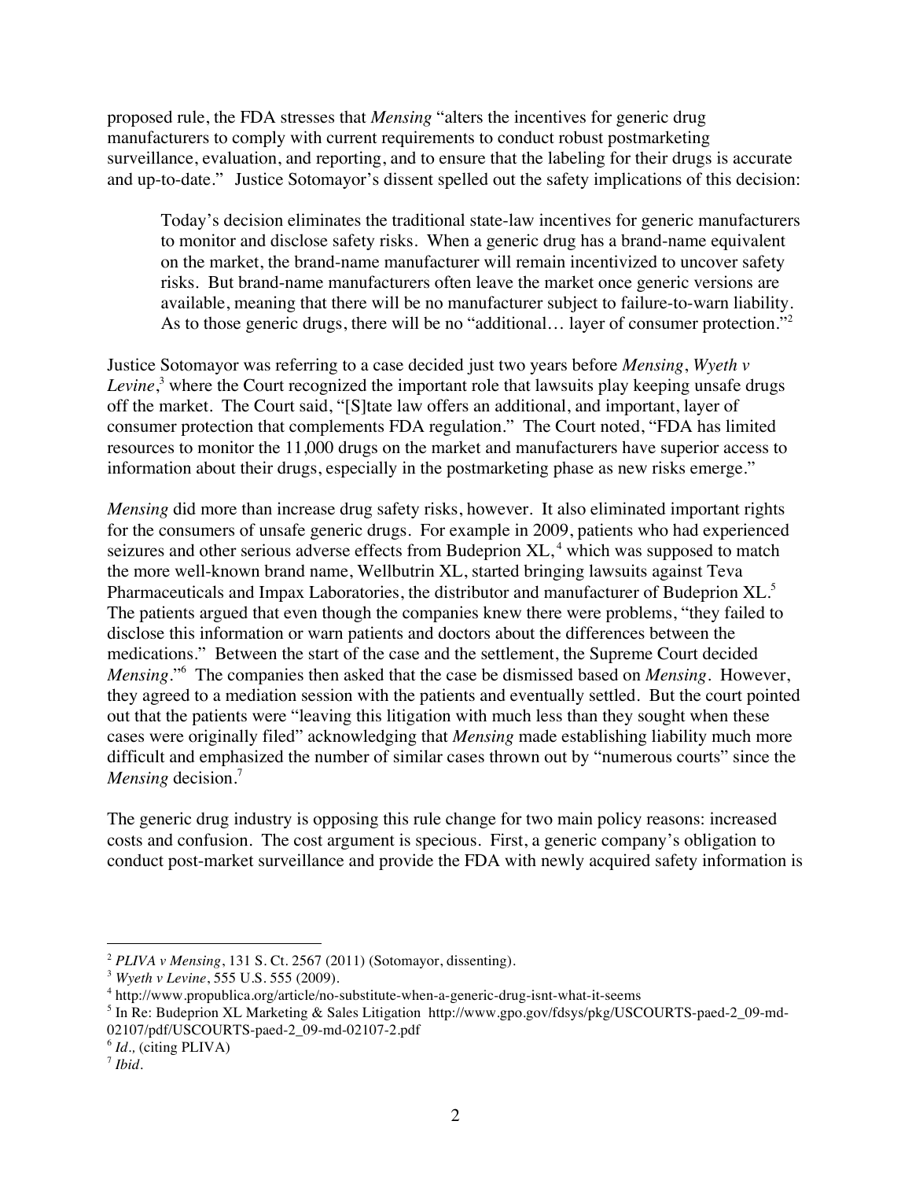proposed rule, the FDA stresses that *Mensing* "alters the incentives for generic drug manufacturers to comply with current requirements to conduct robust postmarketing surveillance, evaluation, and reporting, and to ensure that the labeling for their drugs is accurate and up-to-date." Justice Sotomayor's dissent spelled out the safety implications of this decision:

> Today's decision eliminates the traditional state-law incentives for generic manufacturers to monitor and disclose safety risks. When a generic drug has a brand-name equivalent on the market, the brand-name manufacturer will remain incentivized to uncover safety risks. But brand-name manufacturers often leave the market once generic versions are available, meaning that there will be no manufacturer subject to failure-to-warn liability. As to those generic drugs, there will be no "additional… layer of consumer protection."[2]

Justice Sotomayor was referring to a case decided just two years before *Mensing*, *Wyeth v Levine*,[3] where the Court recognized the important role that lawsuits play keeping unsafe drugs off the market. The Court said, "[S]tate law offers an additional, and important, layer of consumer protection that complements FDA regulation." The Court noted, "FDA has limited resources to monitor the 11,000 drugs on the market and manufacturers have superior access to information about their drugs, especially in the postmarketing phase as new risks emerge."

*Mensing* did more than increase drug safety risks, however. It also eliminated important rights for the consumers of unsafe generic drugs. For example in 2009, patients who had experienced seizures and other serious adverse effects from Budeprion XL,[4] which was supposed to match the more well-known brand name, Wellbutrin XL, started bringing lawsuits against Teva Pharmaceuticals and Impax Laboratories, the distributor and manufacturer of Budeprion XL.[5] The patients argued that even though the companies knew there were problems, "they failed to disclose this information or warn patients and doctors about the differences between the medications." Between the start of the case and the settlement, the Supreme Court decided *Mensing*."[6] The companies then asked that the case be dismissed based on *Mensing*. However, they agreed to a mediation session with the patients and eventually settled. But the court pointed out that the patients were "leaving this litigation with much less than they sought when these cases were originally filed" acknowledging that *Mensing* made establishing liability much more difficult and emphasized the number of similar cases thrown out by "numerous courts" since the *Mensing* decision.[7]

The generic drug industry is opposing this rule change for two main policy reasons: increased costs and confusion. The cost argument is specious. First, a generic company's obligation to conduct post-market surveillance and provide the FDA with newly acquired safety information is

---

[2] *PLIVA v Mensing*, 131 S. Ct. 2567 (2011) (Sotomayor, dissenting).

[3] *Wyeth v Levine*, 555 U.S. 555 (2009).

[4] http://www.propublica.org/article/no-substitute-when-a-generic-drug-isnt-what-it-seems

[5] In Re: Budeprion XL Marketing & Sales Litigation http://www.gpo.gov/fdsys/pkg/USCOURTS-paed-2_09-md-02107/pdf/USCOURTS-paed-2_09-md-02107-2.pdf

[6] *Id.,* (citing PLIVA)

[7] *Ibid.*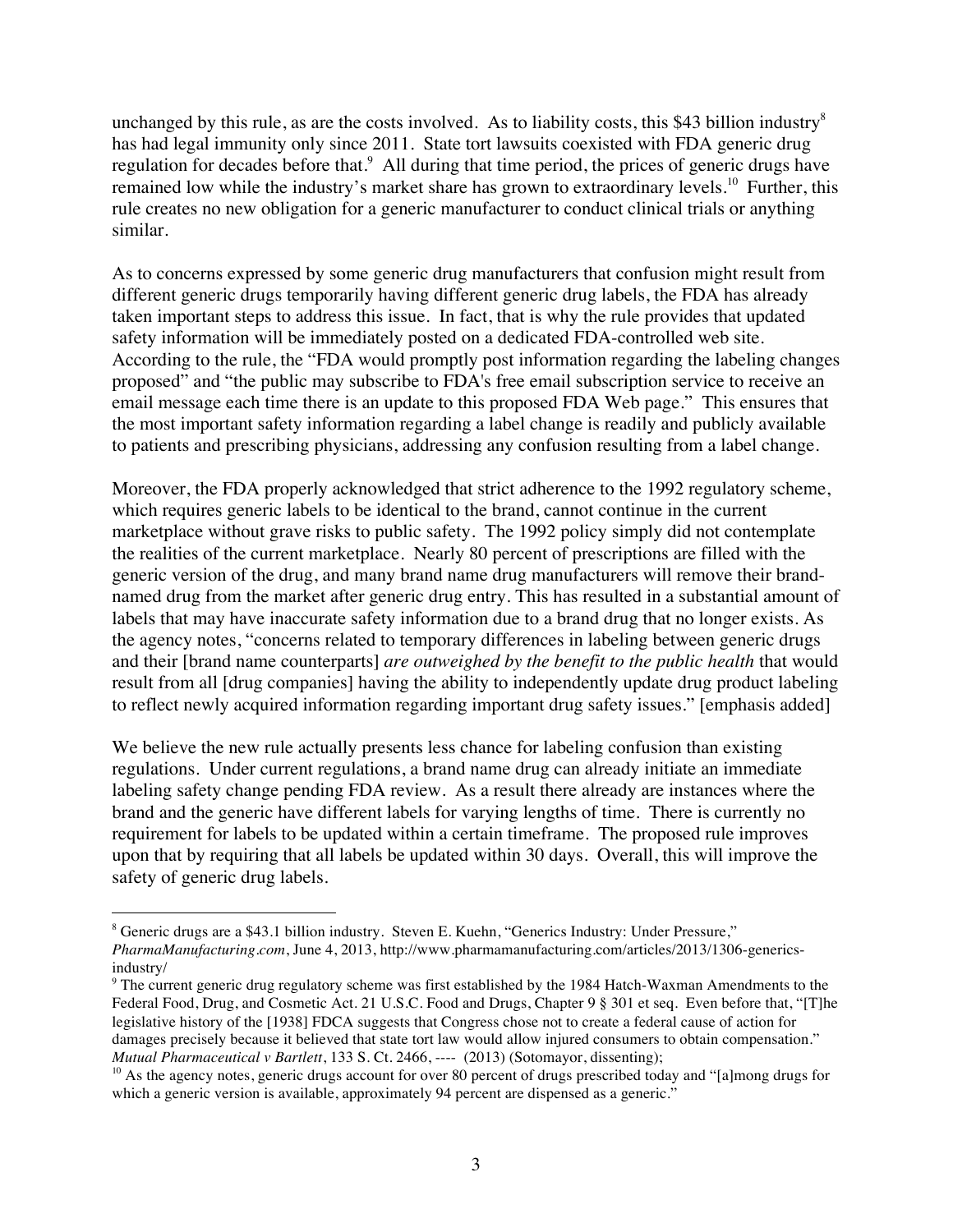unchanged by this rule, as are the costs involved. As to liability costs, this $43 billion industry[8] has had legal immunity only since 2011. State tort lawsuits coexisted with FDA generic drug regulation for decades before that.[9] All during that time period, the prices of generic drugs have remained low while the industry's market share has grown to extraordinary levels.[10] Further, this rule creates no new obligation for a generic manufacturer to conduct clinical trials or anything similar.

As to concerns expressed by some generic drug manufacturers that confusion might result from different generic drugs temporarily having different generic drug labels, the FDA has already taken important steps to address this issue. In fact, that is why the rule provides that updated safety information will be immediately posted on a dedicated FDA-controlled web site. According to the rule, the "FDA would promptly post information regarding the labeling changes proposed" and "the public may subscribe to FDA's free email subscription service to receive an email message each time there is an update to this proposed FDA Web page." This ensures that the most important safety information regarding a label change is readily and publicly available to patients and prescribing physicians, addressing any confusion resulting from a label change.

Moreover, the FDA properly acknowledged that strict adherence to the 1992 regulatory scheme, which requires generic labels to be identical to the brand, cannot continue in the current marketplace without grave risks to public safety. The 1992 policy simply did not contemplate the realities of the current marketplace. Nearly 80 percent of prescriptions are filled with the generic version of the drug, and many brand name drug manufacturers will remove their brand-named drug from the market after generic drug entry. This has resulted in a substantial amount of labels that may have inaccurate safety information due to a brand drug that no longer exists. As the agency notes, "concerns related to temporary differences in labeling between generic drugs and their [brand name counterparts] *are outweighed by the benefit to the public health* that would result from all [drug companies] having the ability to independently update drug product labeling to reflect newly acquired information regarding important drug safety issues." [emphasis added]

We believe the new rule actually presents less chance for labeling confusion than existing regulations. Under current regulations, a brand name drug can already initiate an immediate labeling safety change pending FDA review. As a result there already are instances where the brand and the generic have different labels for varying lengths of time. There is currently no requirement for labels to be updated within a certain timeframe. The proposed rule improves upon that by requiring that all labels be updated within 30 days. Overall, this will improve the safety of generic drug labels.

---

[8] Generic drugs are a $43.1 billion industry. Steven E. Kuehn, "Generics Industry: Under Pressure," *PharmaManufacturing.com*, June 4, 2013, http://www.pharmamanufacturing.com/articles/2013/1306-generics-industry/

[9] The current generic drug regulatory scheme was first established by the 1984 Hatch-Waxman Amendments to the Federal Food, Drug, and Cosmetic Act. 21 U.S.C. Food and Drugs, Chapter 9 § 301 et seq. Even before that, "[T]he legislative history of the [1938] FDCA suggests that Congress chose not to create a federal cause of action for damages precisely because it believed that state tort law would allow injured consumers to obtain compensation." *Mutual Pharmaceutical v Bartlett*, 133 S. Ct. 2466, ---- (2013) (Sotomayor, dissenting);

[10] As the agency notes, generic drugs account for over 80 percent of drugs prescribed today and "[a]mong drugs for which a generic version is available, approximately 94 percent are dispensed as a generic."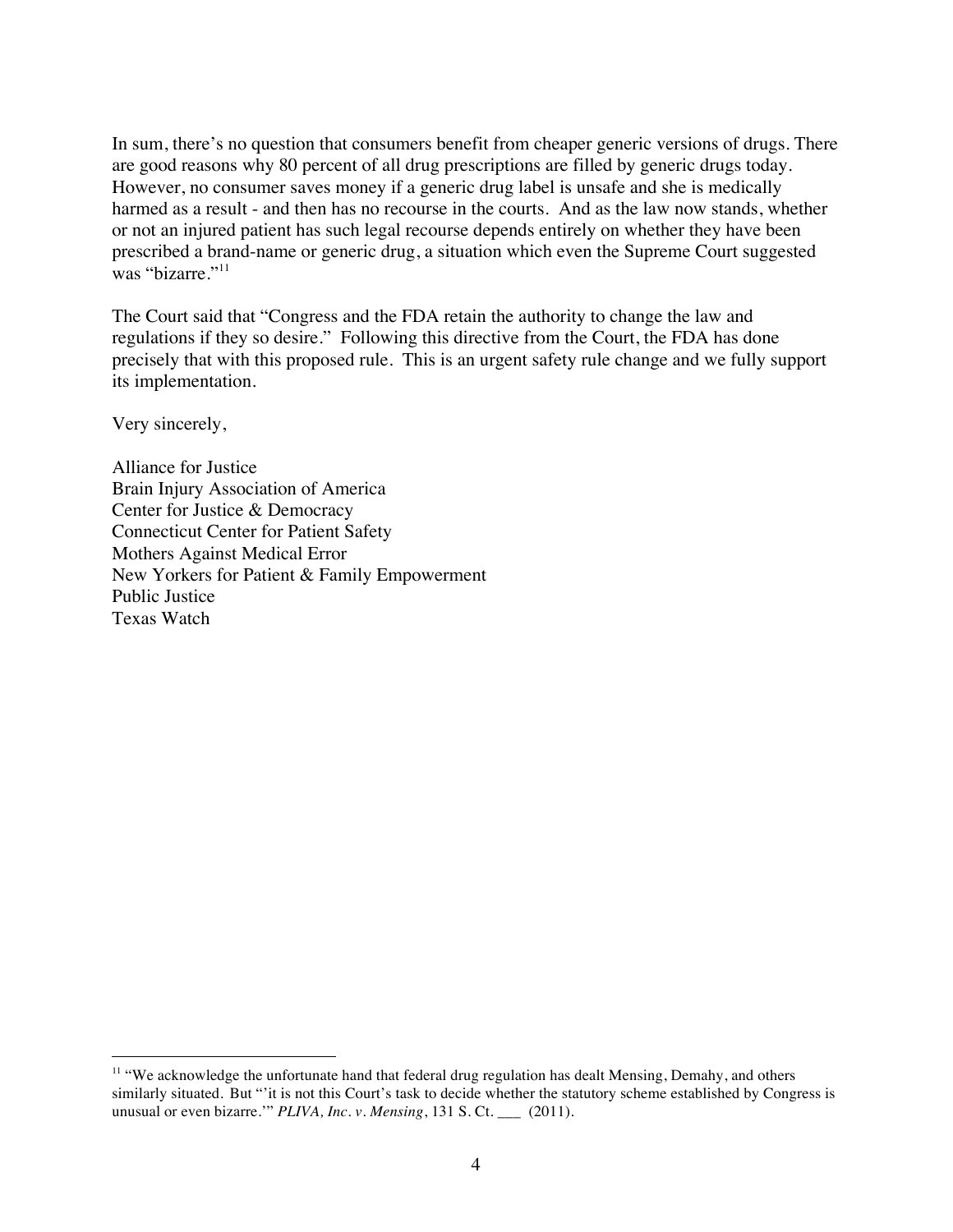In sum, there's no question that consumers benefit from cheaper generic versions of drugs. There are good reasons why 80 percent of all drug prescriptions are filled by generic drugs today. However, no consumer saves money if a generic drug label is unsafe and she is medically harmed as a result - and then has no recourse in the courts. And as the law now stands, whether or not an injured patient has such legal recourse depends entirely on whether they have been prescribed a brand-name or generic drug, a situation which even the Supreme Court suggested was "bizarre."[11]

The Court said that "Congress and the FDA retain the authority to change the law and regulations if they so desire." Following this directive from the Court, the FDA has done precisely that with this proposed rule. This is an urgent safety rule change and we fully support its implementation.

Very sincerely,

Alliance for Justice
Brain Injury Association of America
Center for Justice & Democracy
Connecticut Center for Patient Safety
Mothers Against Medical Error
New Yorkers for Patient & Family Empowerment
Public Justice
Texas Watch

---

[11] "We acknowledge the unfortunate hand that federal drug regulation has dealt Mensing, Demahy, and others similarly situated. But "'it is not this Court's task to decide whether the statutory scheme established by Congress is unusual or even bizarre.'" *PLIVA, Inc. v. Mensing*, 131 S. Ct. ___ (2011).